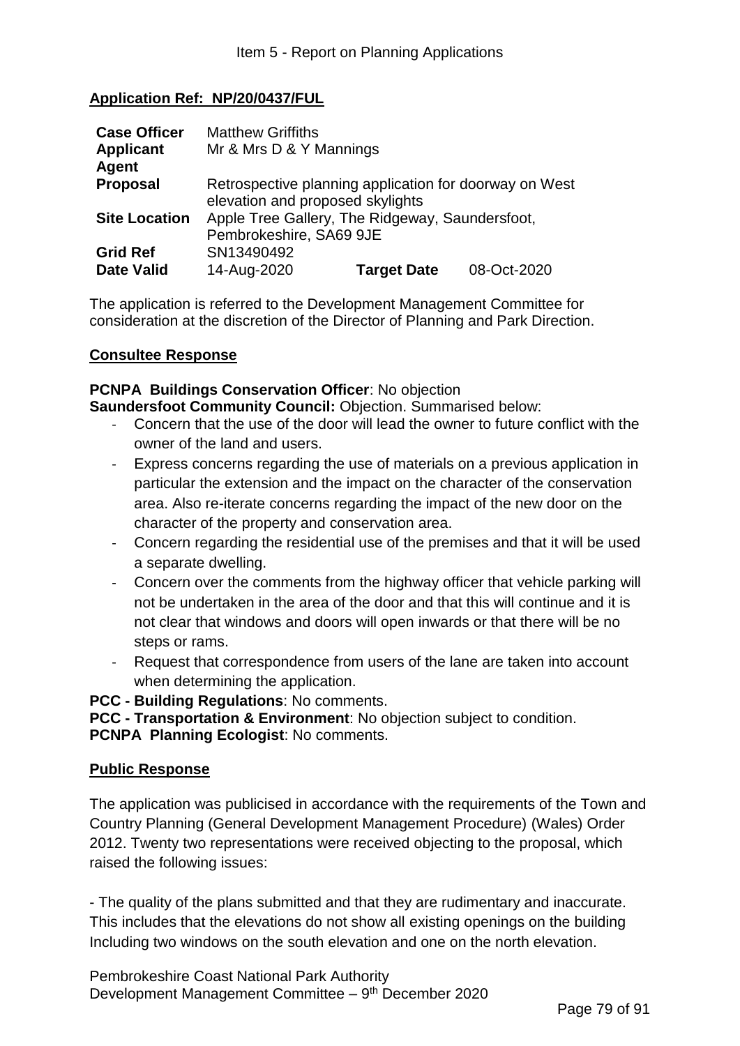## Application Ref: NP/20/0437/FUL

| | | | |
|---|---|---|---|
| **Case Officer** | Matthew Griffiths | | |
| **Applicant** | Mr & Mrs D & Y Mannings | | |
| **Agent** | | | |
| **Proposal** | Retrospective planning application for doorway on West elevation and proposed skylights | | |
| **Site Location** | Apple Tree Gallery, The Ridgeway, Saundersfoot, Pembrokeshire, SA69 9JE | | |
| **Grid Ref** | SN13490492 | | |
| **Date Valid** | 14-Aug-2020 | **Target Date** | 08-Oct-2020 |

The application is referred to the Development Management Committee for consideration at the discretion of the Director of Planning and Park Direction.

### Consultee Response

**PCNPA Buildings Conservation Officer**: No objection

**Saundersfoot Community Council:** Objection. Summarised below:

- Concern that the use of the door will lead the owner to future conflict with the owner of the land and users.
- Express concerns regarding the use of materials on a previous application in particular the extension and the impact on the character of the conservation area. Also re-iterate concerns regarding the impact of the new door on the character of the property and conservation area.
- Concern regarding the residential use of the premises and that it will be used a separate dwelling.
- Concern over the comments from the highway officer that vehicle parking will not be undertaken in the area of the door and that this will continue and it is not clear that windows and doors will open inwards or that there will be no steps or rams.
- Request that correspondence from users of the lane are taken into account when determining the application.

**PCC - Building Regulations**: No comments.

**PCC - Transportation & Environment**: No objection subject to condition.

**PCNPA Planning Ecologist**: No comments.

### Public Response

The application was publicised in accordance with the requirements of the Town and Country Planning (General Development Management Procedure) (Wales) Order 2012. Twenty two representations were received objecting to the proposal, which raised the following issues:

- The quality of the plans submitted and that they are rudimentary and inaccurate. This includes that the elevations do not show all existing openings on the building Including two windows on the south elevation and one on the north elevation.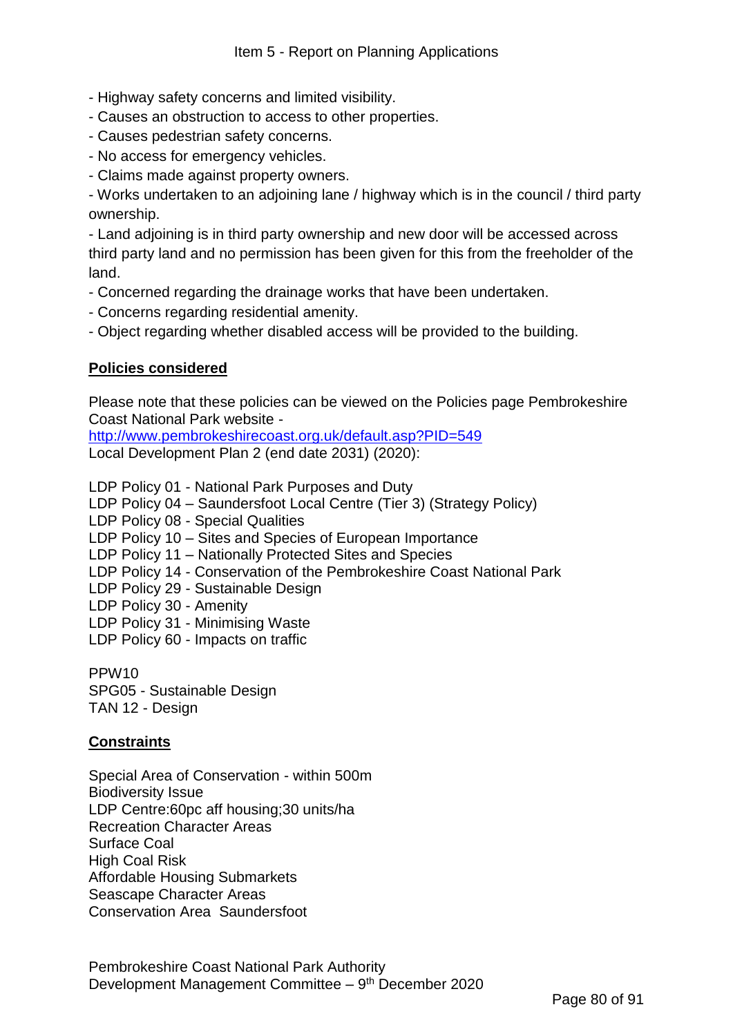- Highway safety concerns and limited visibility.
- Causes an obstruction to access to other properties.
- Causes pedestrian safety concerns.
- No access for emergency vehicles.
- Claims made against property owners.
- Works undertaken to an adjoining lane / highway which is in the council / third party ownership.
- Land adjoining is in third party ownership and new door will be accessed across third party land and no permission has been given for this from the freeholder of the land.
- Concerned regarding the drainage works that have been undertaken.
- Concerns regarding residential amenity.
- Object regarding whether disabled access will be provided to the building.

**Policies considered**

Please note that these policies can be viewed on the Policies page Pembrokeshire Coast National Park website -
http://www.pembrokeshirecoast.org.uk/default.asp?PID=549
Local Development Plan 2 (end date 2031) (2020):

LDP Policy 01 - National Park Purposes and Duty
LDP Policy 04 – Saundersfoot Local Centre (Tier 3) (Strategy Policy)
LDP Policy 08 - Special Qualities
LDP Policy 10 – Sites and Species of European Importance
LDP Policy 11 – Nationally Protected Sites and Species
LDP Policy 14 - Conservation of the Pembrokeshire Coast National Park
LDP Policy 29 - Sustainable Design
LDP Policy 30 - Amenity
LDP Policy 31 - Minimising Waste
LDP Policy 60 - Impacts on traffic

PPW10
SPG05 - Sustainable Design
TAN 12 - Design

**Constraints**

Special Area of Conservation - within 500m
Biodiversity Issue
LDP Centre:60pc aff housing;30 units/ha
Recreation Character Areas
Surface Coal
High Coal Risk
Affordable Housing Submarkets
Seascape Character Areas
Conservation Area Saundersfoot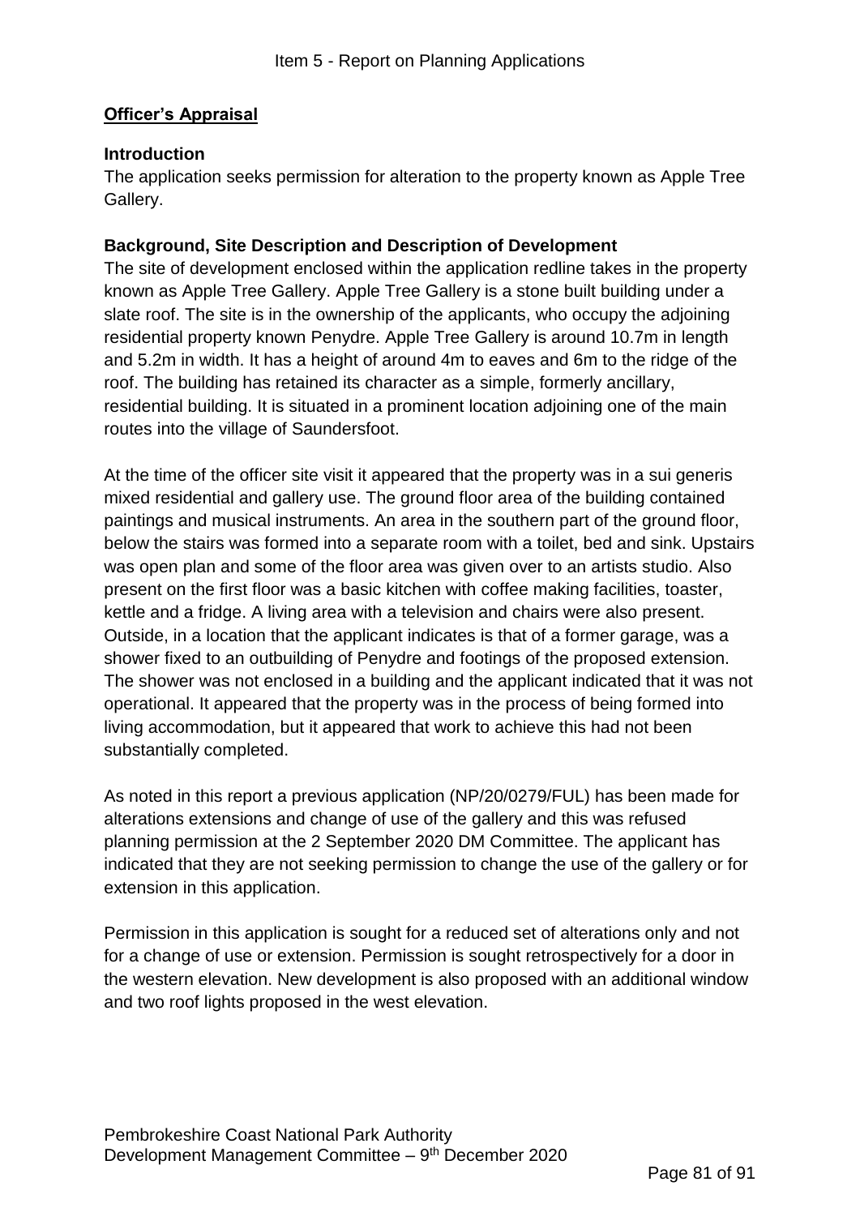**Officer's Appraisal**

**Introduction**

The application seeks permission for alteration to the property known as Apple Tree Gallery.

**Background, Site Description and Description of Development**

The site of development enclosed within the application redline takes in the property known as Apple Tree Gallery. Apple Tree Gallery is a stone built building under a slate roof. The site is in the ownership of the applicants, who occupy the adjoining residential property known Penydre. Apple Tree Gallery is around 10.7m in length and 5.2m in width. It has a height of around 4m to eaves and 6m to the ridge of the roof. The building has retained its character as a simple, formerly ancillary, residential building. It is situated in a prominent location adjoining one of the main routes into the village of Saundersfoot.

At the time of the officer site visit it appeared that the property was in a sui generis mixed residential and gallery use. The ground floor area of the building contained paintings and musical instruments. An area in the southern part of the ground floor, below the stairs was formed into a separate room with a toilet, bed and sink. Upstairs was open plan and some of the floor area was given over to an artists studio. Also present on the first floor was a basic kitchen with coffee making facilities, toaster, kettle and a fridge. A living area with a television and chairs were also present. Outside, in a location that the applicant indicates is that of a former garage, was a shower fixed to an outbuilding of Penydre and footings of the proposed extension. The shower was not enclosed in a building and the applicant indicated that it was not operational. It appeared that the property was in the process of being formed into living accommodation, but it appeared that work to achieve this had not been substantially completed.

As noted in this report a previous application (NP/20/0279/FUL) has been made for alterations extensions and change of use of the gallery and this was refused planning permission at the 2 September 2020 DM Committee. The applicant has indicated that they are not seeking permission to change the use of the gallery or for extension in this application.

Permission in this application is sought for a reduced set of alterations only and not for a change of use or extension. Permission is sought retrospectively for a door in the western elevation. New development is also proposed with an additional window and two roof lights proposed in the west elevation.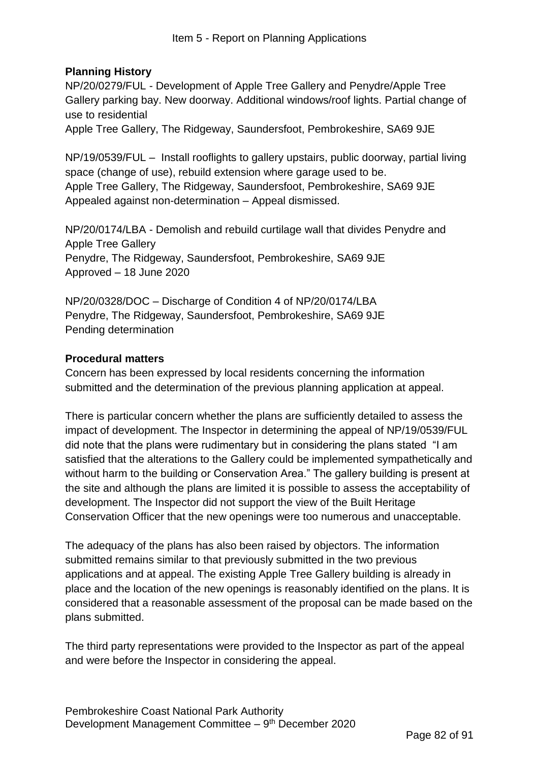**Planning History**

NP/20/0279/FUL - Development of Apple Tree Gallery and Penydre/Apple Tree Gallery parking bay. New doorway. Additional windows/roof lights. Partial change of use to residential
Apple Tree Gallery, The Ridgeway, Saundersfoot, Pembrokeshire, SA69 9JE

NP/19/0539/FUL – Install rooflights to gallery upstairs, public doorway, partial living space (change of use), rebuild extension where garage used to be.
Apple Tree Gallery, The Ridgeway, Saundersfoot, Pembrokeshire, SA69 9JE
Appealed against non-determination – Appeal dismissed.

NP/20/0174/LBA - Demolish and rebuild curtilage wall that divides Penydre and Apple Tree Gallery
Penydre, The Ridgeway, Saundersfoot, Pembrokeshire, SA69 9JE
Approved – 18 June 2020

NP/20/0328/DOC – Discharge of Condition 4 of NP/20/0174/LBA
Penydre, The Ridgeway, Saundersfoot, Pembrokeshire, SA69 9JE
Pending determination

**Procedural matters**

Concern has been expressed by local residents concerning the information submitted and the determination of the previous planning application at appeal.

There is particular concern whether the plans are sufficiently detailed to assess the impact of development. The Inspector in determining the appeal of NP/19/0539/FUL did note that the plans were rudimentary but in considering the plans stated "I am satisfied that the alterations to the Gallery could be implemented sympathetically and without harm to the building or Conservation Area." The gallery building is present at the site and although the plans are limited it is possible to assess the acceptability of development. The Inspector did not support the view of the Built Heritage Conservation Officer that the new openings were too numerous and unacceptable.

The adequacy of the plans has also been raised by objectors. The information submitted remains similar to that previously submitted in the two previous applications and at appeal. The existing Apple Tree Gallery building is already in place and the location of the new openings is reasonably identified on the plans. It is considered that a reasonable assessment of the proposal can be made based on the plans submitted.

The third party representations were provided to the Inspector as part of the appeal and were before the Inspector in considering the appeal.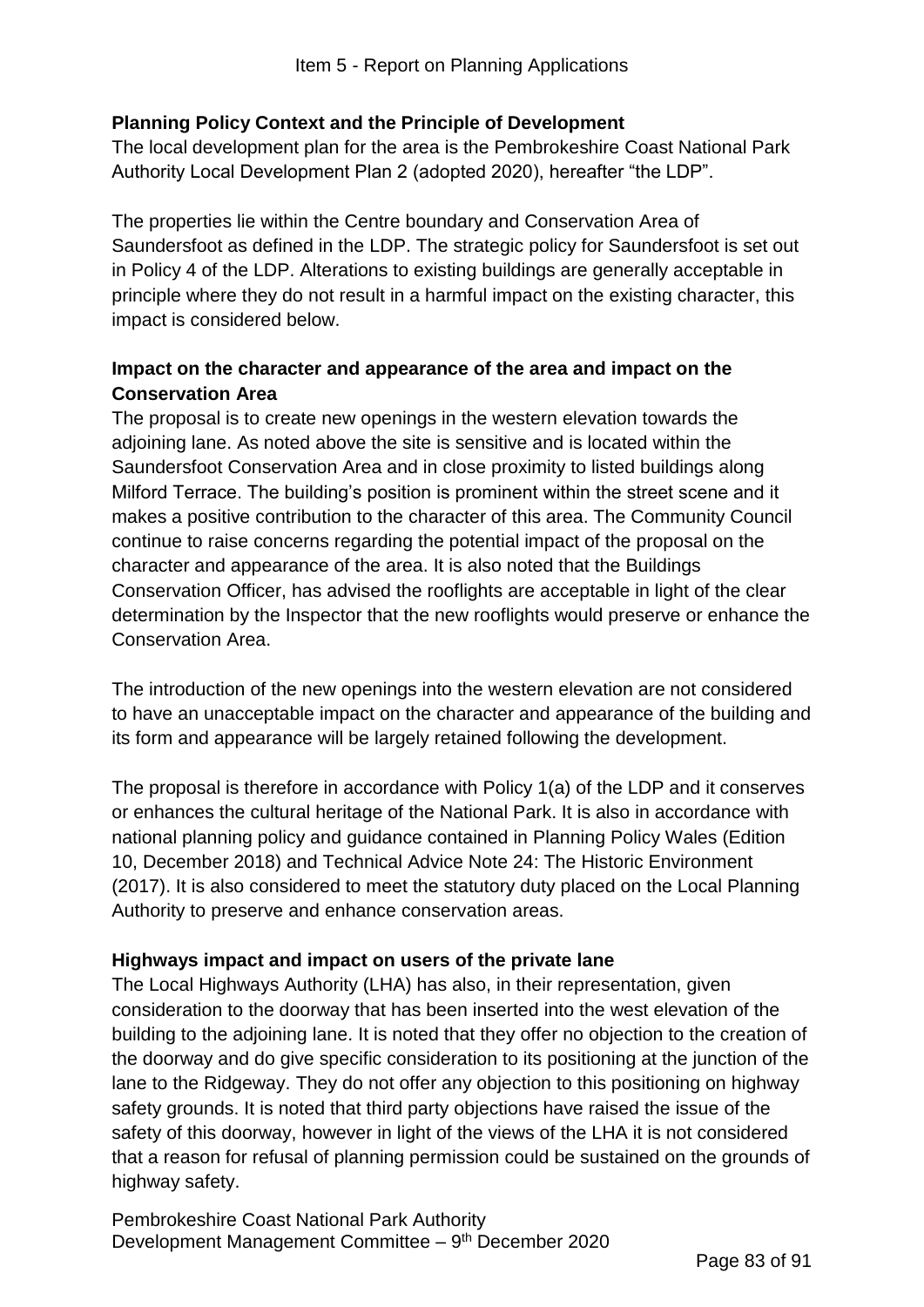**Planning Policy Context and the Principle of Development**

The local development plan for the area is the Pembrokeshire Coast National Park Authority Local Development Plan 2 (adopted 2020), hereafter "the LDP".

The properties lie within the Centre boundary and Conservation Area of Saundersfoot as defined in the LDP. The strategic policy for Saundersfoot is set out in Policy 4 of the LDP. Alterations to existing buildings are generally acceptable in principle where they do not result in a harmful impact on the existing character, this impact is considered below.

**Impact on the character and appearance of the area and impact on the Conservation Area**

The proposal is to create new openings in the western elevation towards the adjoining lane. As noted above the site is sensitive and is located within the Saundersfoot Conservation Area and in close proximity to listed buildings along Milford Terrace. The building's position is prominent within the street scene and it makes a positive contribution to the character of this area. The Community Council continue to raise concerns regarding the potential impact of the proposal on the character and appearance of the area. It is also noted that the Buildings Conservation Officer, has advised the rooflights are acceptable in light of the clear determination by the Inspector that the new rooflights would preserve or enhance the Conservation Area.

The introduction of the new openings into the western elevation are not considered to have an unacceptable impact on the character and appearance of the building and its form and appearance will be largely retained following the development.

The proposal is therefore in accordance with Policy 1(a) of the LDP and it conserves or enhances the cultural heritage of the National Park. It is also in accordance with national planning policy and guidance contained in Planning Policy Wales (Edition 10, December 2018) and Technical Advice Note 24: The Historic Environment (2017). It is also considered to meet the statutory duty placed on the Local Planning Authority to preserve and enhance conservation areas.

**Highways impact and impact on users of the private lane**

The Local Highways Authority (LHA) has also, in their representation, given consideration to the doorway that has been inserted into the west elevation of the building to the adjoining lane. It is noted that they offer no objection to the creation of the doorway and do give specific consideration to its positioning at the junction of the lane to the Ridgeway. They do not offer any objection to this positioning on highway safety grounds. It is noted that third party objections have raised the issue of the safety of this doorway, however in light of the views of the LHA it is not considered that a reason for refusal of planning permission could be sustained on the grounds of highway safety.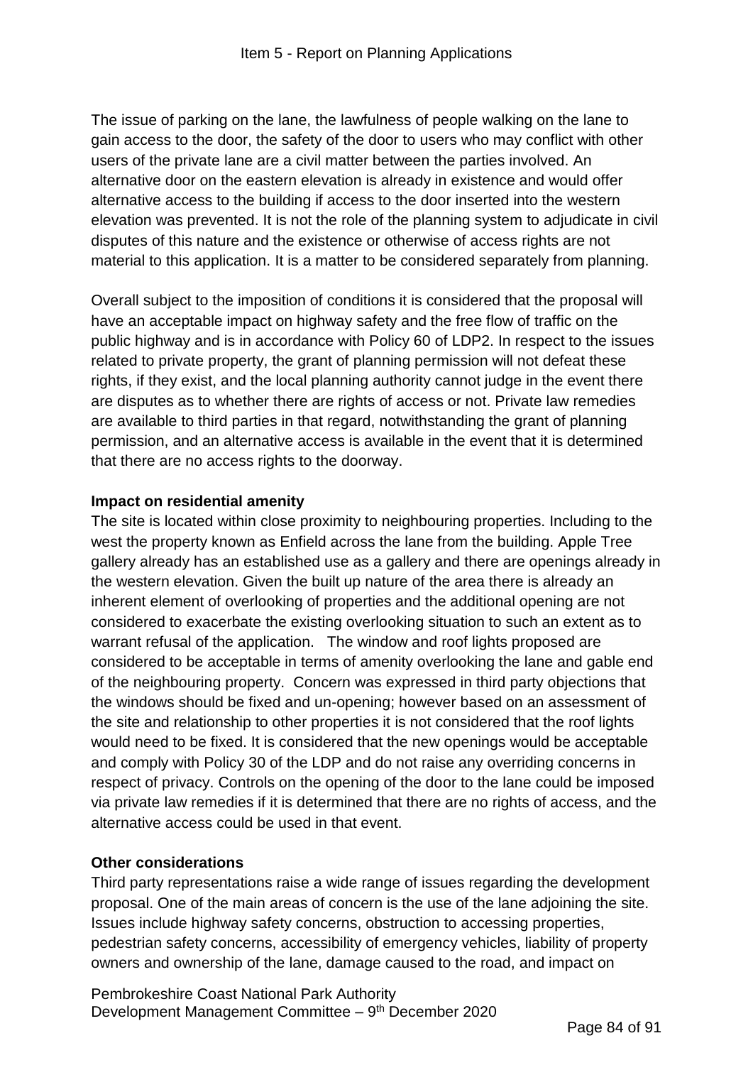The issue of parking on the lane, the lawfulness of people walking on the lane to gain access to the door, the safety of the door to users who may conflict with other users of the private lane are a civil matter between the parties involved. An alternative door on the eastern elevation is already in existence and would offer alternative access to the building if access to the door inserted into the western elevation was prevented. It is not the role of the planning system to adjudicate in civil disputes of this nature and the existence or otherwise of access rights are not material to this application. It is a matter to be considered separately from planning.

Overall subject to the imposition of conditions it is considered that the proposal will have an acceptable impact on highway safety and the free flow of traffic on the public highway and is in accordance with Policy 60 of LDP2. In respect to the issues related to private property, the grant of planning permission will not defeat these rights, if they exist, and the local planning authority cannot judge in the event there are disputes as to whether there are rights of access or not. Private law remedies are available to third parties in that regard, notwithstanding the grant of planning permission, and an alternative access is available in the event that it is determined that there are no access rights to the doorway.

**Impact on residential amenity**

The site is located within close proximity to neighbouring properties. Including to the west the property known as Enfield across the lane from the building. Apple Tree gallery already has an established use as a gallery and there are openings already in the western elevation. Given the built up nature of the area there is already an inherent element of overlooking of properties and the additional opening are not considered to exacerbate the existing overlooking situation to such an extent as to warrant refusal of the application. The window and roof lights proposed are considered to be acceptable in terms of amenity overlooking the lane and gable end of the neighbouring property. Concern was expressed in third party objections that the windows should be fixed and un-opening; however based on an assessment of the site and relationship to other properties it is not considered that the roof lights would need to be fixed. It is considered that the new openings would be acceptable and comply with Policy 30 of the LDP and do not raise any overriding concerns in respect of privacy. Controls on the opening of the door to the lane could be imposed via private law remedies if it is determined that there are no rights of access, and the alternative access could be used in that event.

**Other considerations**

Third party representations raise a wide range of issues regarding the development proposal. One of the main areas of concern is the use of the lane adjoining the site. Issues include highway safety concerns, obstruction to accessing properties, pedestrian safety concerns, accessibility of emergency vehicles, liability of property owners and ownership of the lane, damage caused to the road, and impact on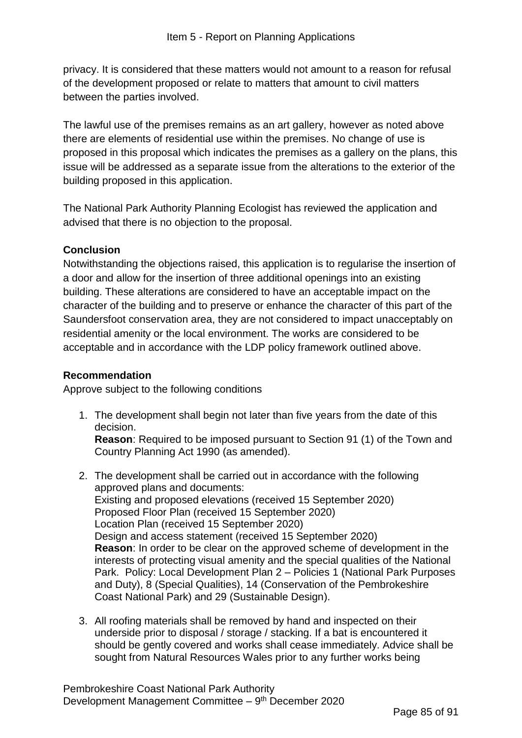privacy. It is considered that these matters would not amount to a reason for refusal of the development proposed or relate to matters that amount to civil matters between the parties involved.

The lawful use of the premises remains as an art gallery, however as noted above there are elements of residential use within the premises. No change of use is proposed in this proposal which indicates the premises as a gallery on the plans, this issue will be addressed as a separate issue from the alterations to the exterior of the building proposed in this application.

The National Park Authority Planning Ecologist has reviewed the application and advised that there is no objection to the proposal.

**Conclusion**

Notwithstanding the objections raised, this application is to regularise the insertion of a door and allow for the insertion of three additional openings into an existing building. These alterations are considered to have an acceptable impact on the character of the building and to preserve or enhance the character of this part of the Saundersfoot conservation area, they are not considered to impact unacceptably on residential amenity or the local environment. The works are considered to be acceptable and in accordance with the LDP policy framework outlined above.

**Recommendation**

Approve subject to the following conditions

1. The development shall begin not later than five years from the date of this decision.
   **Reason**: Required to be imposed pursuant to Section 91 (1) of the Town and Country Planning Act 1990 (as amended).

2. The development shall be carried out in accordance with the following approved plans and documents:
   Existing and proposed elevations (received 15 September 2020)
   Proposed Floor Plan (received 15 September 2020)
   Location Plan (received 15 September 2020)
   Design and access statement (received 15 September 2020)
   **Reason**: In order to be clear on the approved scheme of development in the interests of protecting visual amenity and the special qualities of the National Park. Policy: Local Development Plan 2 – Policies 1 (National Park Purposes and Duty), 8 (Special Qualities), 14 (Conservation of the Pembrokeshire Coast National Park) and 29 (Sustainable Design).

3. All roofing materials shall be removed by hand and inspected on their underside prior to disposal / storage / stacking. If a bat is encountered it should be gently covered and works shall cease immediately. Advice shall be sought from Natural Resources Wales prior to any further works being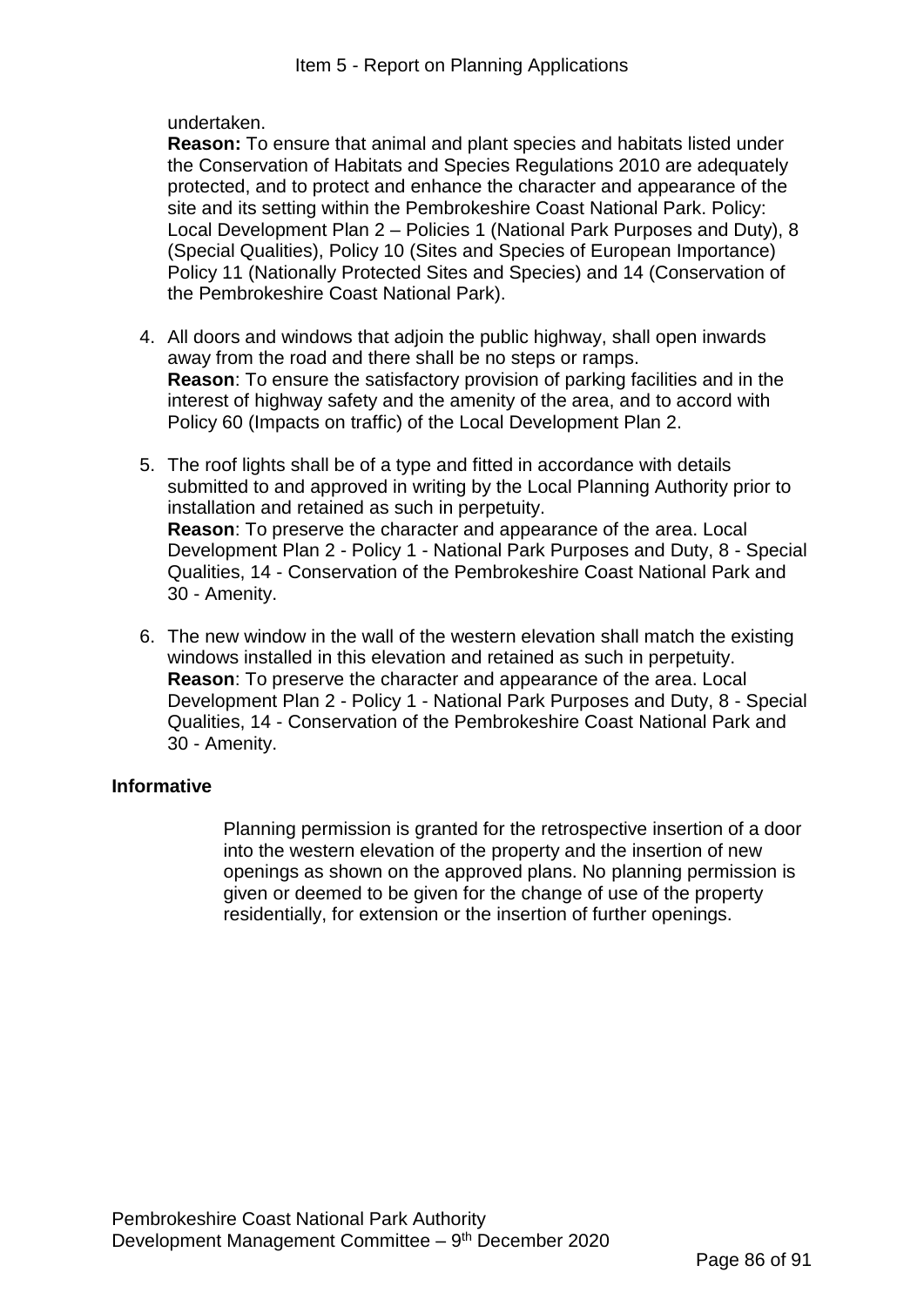undertaken.
**Reason:** To ensure that animal and plant species and habitats listed under the Conservation of Habitats and Species Regulations 2010 are adequately protected, and to protect and enhance the character and appearance of the site and its setting within the Pembrokeshire Coast National Park. Policy: Local Development Plan 2 – Policies 1 (National Park Purposes and Duty), 8 (Special Qualities), Policy 10 (Sites and Species of European Importance) Policy 11 (Nationally Protected Sites and Species) and 14 (Conservation of the Pembrokeshire Coast National Park).

4. All doors and windows that adjoin the public highway, shall open inwards away from the road and there shall be no steps or ramps.
   **Reason**: To ensure the satisfactory provision of parking facilities and in the interest of highway safety and the amenity of the area, and to accord with Policy 60 (Impacts on traffic) of the Local Development Plan 2.

5. The roof lights shall be of a type and fitted in accordance with details submitted to and approved in writing by the Local Planning Authority prior to installation and retained as such in perpetuity.
   **Reason**: To preserve the character and appearance of the area. Local Development Plan 2 - Policy 1 - National Park Purposes and Duty, 8 - Special Qualities, 14 - Conservation of the Pembrokeshire Coast National Park and 30 - Amenity.

6. The new window in the wall of the western elevation shall match the existing windows installed in this elevation and retained as such in perpetuity.
   **Reason**: To preserve the character and appearance of the area. Local Development Plan 2 - Policy 1 - National Park Purposes and Duty, 8 - Special Qualities, 14 - Conservation of the Pembrokeshire Coast National Park and 30 - Amenity.

**Informative**

Planning permission is granted for the retrospective insertion of a door into the western elevation of the property and the insertion of new openings as shown on the approved plans. No planning permission is given or deemed to be given for the change of use of the property residentially, for extension or the insertion of further openings.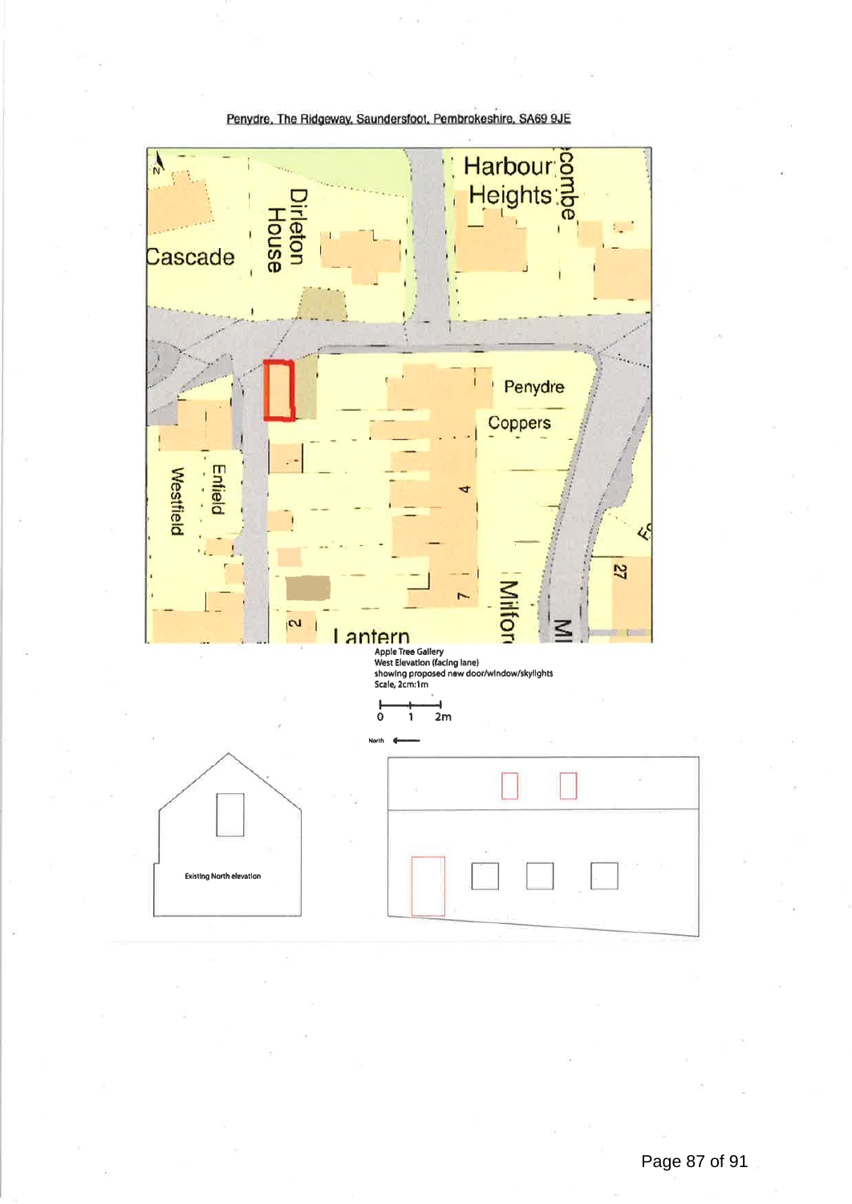Penydre, The Ridgeway, Saundersfoot, Pembrokeshire, SA69 9JE

Cascade

Dirleton House

Harbour Heights

combe

Penydre

Coppers

Westfield

Enfield

4

7

2

Lantern

Milford

27

Apple Tree Gallery
West Elevation (facing lane)
showing proposed new door/window/skylights
Scale, 2cm:1m

0 1 2m

North

Existing North elevation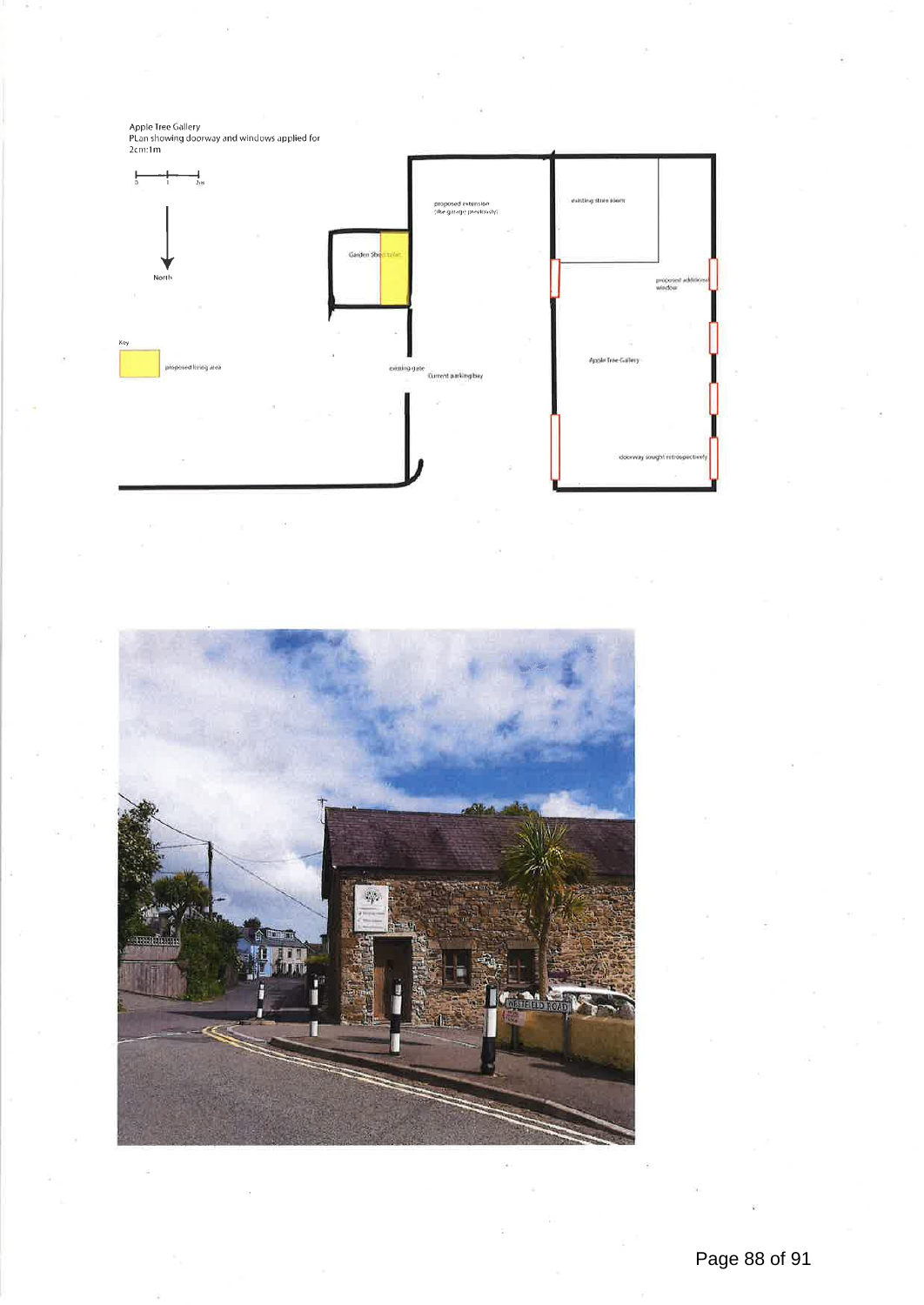Apple Tree Gallery
PLan showing doorway and windows applied for
2cm:1m

North

Key

proposed living area

proposed extension (the garage previously)

existing store room

Garden Shed toilet

proposed additional window

existing gate

Current parking bay

Apple Tree Gallery

doorway sought retrospectively